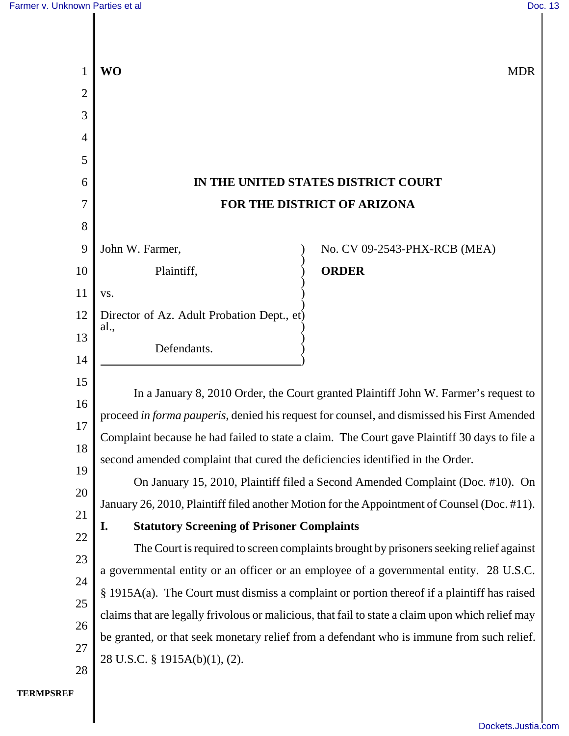**WO** MDR

# IN THE UNITED STATES DISTRICT COURT
# FOR THE DISTRICT OF ARIZONA

John W. Farmer,

Plaintiff,

vs.

Director of Az. Adult Probation Dept., et al.,

Defendants.

No. CV 09-2543-PHX-RCB (MEA)

**ORDER**

In a January 8, 2010 Order, the Court granted Plaintiff John W. Farmer's request to proceed *in forma pauperis*, denied his request for counsel, and dismissed his First Amended Complaint because he had failed to state a claim. The Court gave Plaintiff 30 days to file a second amended complaint that cured the deficiencies identified in the Order.

On January 15, 2010, Plaintiff filed a Second Amended Complaint (Doc. #10). On January 26, 2010, Plaintiff filed another Motion for the Appointment of Counsel (Doc. #11).

## I. Statutory Screening of Prisoner Complaints

The Court is required to screen complaints brought by prisoners seeking relief against a governmental entity or an officer or an employee of a governmental entity. 28 U.S.C. § 1915A(a). The Court must dismiss a complaint or portion thereof if a plaintiff has raised claims that are legally frivolous or malicious, that fail to state a claim upon which relief may be granted, or that seek monetary relief from a defendant who is immune from such relief. 28 U.S.C. § 1915A(b)(1), (2).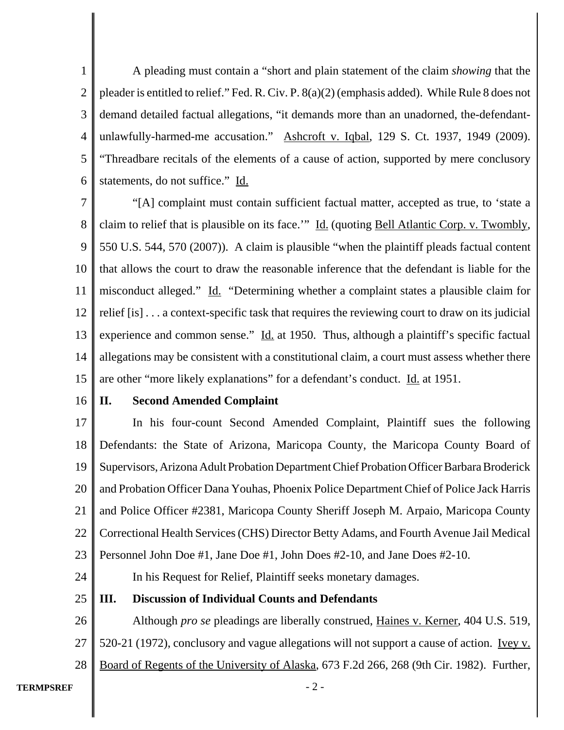A pleading must contain a "short and plain statement of the claim *showing* that the pleader is entitled to relief." Fed. R. Civ. P. 8(a)(2) (emphasis added). While Rule 8 does not demand detailed factual allegations, "it demands more than an unadorned, the-defendant-unlawfully-harmed-me accusation." Ashcroft v. Iqbal, 129 S. Ct. 1937, 1949 (2009). "Threadbare recitals of the elements of a cause of action, supported by mere conclusory statements, do not suffice." Id.

"[A] complaint must contain sufficient factual matter, accepted as true, to 'state a claim to relief that is plausible on its face.'" Id. (quoting Bell Atlantic Corp. v. Twombly, 550 U.S. 544, 570 (2007)). A claim is plausible "when the plaintiff pleads factual content that allows the court to draw the reasonable inference that the defendant is liable for the misconduct alleged." Id. "Determining whether a complaint states a plausible claim for relief [is] . . . a context-specific task that requires the reviewing court to draw on its judicial experience and common sense." Id. at 1950. Thus, although a plaintiff's specific factual allegations may be consistent with a constitutional claim, a court must assess whether there are other "more likely explanations" for a defendant's conduct. Id. at 1951.

## II. Second Amended Complaint

In his four-count Second Amended Complaint, Plaintiff sues the following Defendants: the State of Arizona, Maricopa County, the Maricopa County Board of Supervisors, Arizona Adult Probation Department Chief Probation Officer Barbara Broderick and Probation Officer Dana Youhas, Phoenix Police Department Chief of Police Jack Harris and Police Officer #2381, Maricopa County Sheriff Joseph M. Arpaio, Maricopa County Correctional Health Services (CHS) Director Betty Adams, and Fourth Avenue Jail Medical Personnel John Doe #1, Jane Doe #1, John Does #2-10, and Jane Does #2-10.

In his Request for Relief, Plaintiff seeks monetary damages.

## III. Discussion of Individual Counts and Defendants

Although *pro se* pleadings are liberally construed, Haines v. Kerner, 404 U.S. 519, 520-21 (1972), conclusory and vague allegations will not support a cause of action. Ivey v. Board of Regents of the University of Alaska, 673 F.2d 266, 268 (9th Cir. 1982). Further,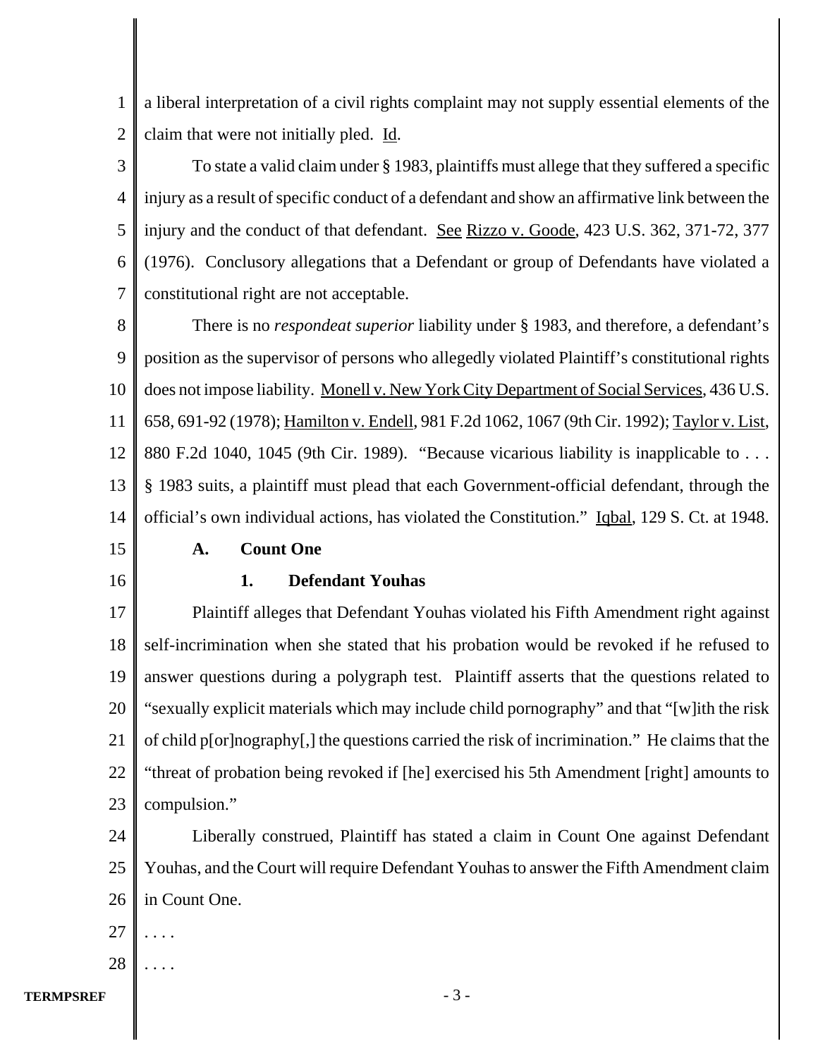a liberal interpretation of a civil rights complaint may not supply essential elements of the claim that were not initially pled. Id.

To state a valid claim under § 1983, plaintiffs must allege that they suffered a specific injury as a result of specific conduct of a defendant and show an affirmative link between the injury and the conduct of that defendant. See Rizzo v. Goode, 423 U.S. 362, 371-72, 377 (1976). Conclusory allegations that a Defendant or group of Defendants have violated a constitutional right are not acceptable.

There is no *respondeat superior* liability under § 1983, and therefore, a defendant's position as the supervisor of persons who allegedly violated Plaintiff's constitutional rights does not impose liability. Monell v. New York City Department of Social Services, 436 U.S. 658, 691-92 (1978); Hamilton v. Endell, 981 F.2d 1062, 1067 (9th Cir. 1992); Taylor v. List, 880 F.2d 1040, 1045 (9th Cir. 1989). "Because vicarious liability is inapplicable to . . . § 1983 suits, a plaintiff must plead that each Government-official defendant, through the official's own individual actions, has violated the Constitution." Iqbal, 129 S. Ct. at 1948.

## A. Count One

### 1. Defendant Youhas

Plaintiff alleges that Defendant Youhas violated his Fifth Amendment right against self-incrimination when she stated that his probation would be revoked if he refused to answer questions during a polygraph test. Plaintiff asserts that the questions related to "sexually explicit materials which may include child pornography" and that "[w]ith the risk of child p[or]nography[,] the questions carried the risk of incrimination." He claims that the "threat of probation being revoked if [he] exercised his 5th Amendment [right] amounts to compulsion."

Liberally construed, Plaintiff has stated a claim in Count One against Defendant Youhas, and the Court will require Defendant Youhas to answer the Fifth Amendment claim in Count One.

. . . .

. . . .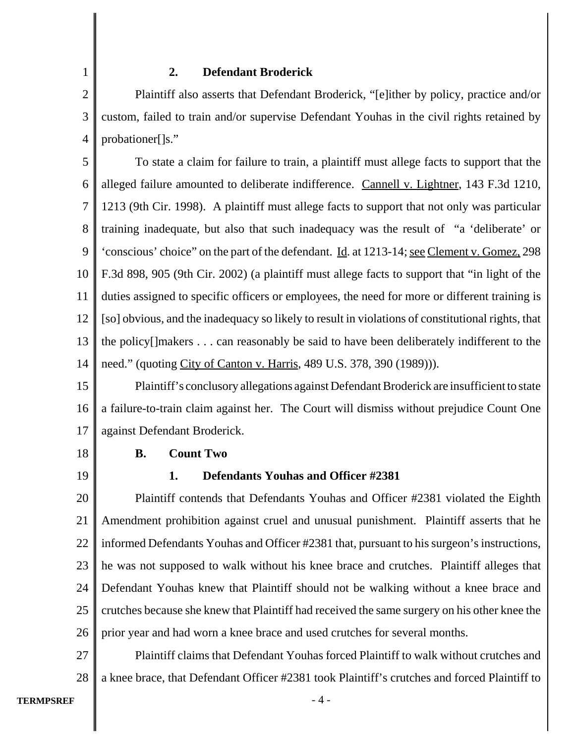### 2. Defendant Broderick

Plaintiff also asserts that Defendant Broderick, "[e]ither by policy, practice and/or custom, failed to train and/or supervise Defendant Youhas in the civil rights retained by probationer[]s."

To state a claim for failure to train, a plaintiff must allege facts to support that the alleged failure amounted to deliberate indifference. Cannell v. Lightner, 143 F.3d 1210, 1213 (9th Cir. 1998). A plaintiff must allege facts to support that not only was particular training inadequate, but also that such inadequacy was the result of "a 'deliberate' or 'conscious' choice" on the part of the defendant. Id. at 1213-14; see Clement v. Gomez, 298 F.3d 898, 905 (9th Cir. 2002) (a plaintiff must allege facts to support that "in light of the duties assigned to specific officers or employees, the need for more or different training is [so] obvious, and the inadequacy so likely to result in violations of constitutional rights, that the policy[]makers . . . can reasonably be said to have been deliberately indifferent to the need." (quoting City of Canton v. Harris, 489 U.S. 378, 390 (1989))).

Plaintiff's conclusory allegations against Defendant Broderick are insufficient to state a failure-to-train claim against her. The Court will dismiss without prejudice Count One against Defendant Broderick.

## B. Count Two

### 1. Defendants Youhas and Officer #2381

Plaintiff contends that Defendants Youhas and Officer #2381 violated the Eighth Amendment prohibition against cruel and unusual punishment. Plaintiff asserts that he informed Defendants Youhas and Officer #2381 that, pursuant to his surgeon's instructions, he was not supposed to walk without his knee brace and crutches. Plaintiff alleges that Defendant Youhas knew that Plaintiff should not be walking without a knee brace and crutches because she knew that Plaintiff had received the same surgery on his other knee the prior year and had worn a knee brace and used crutches for several months.

Plaintiff claims that Defendant Youhas forced Plaintiff to walk without crutches and a knee brace, that Defendant Officer #2381 took Plaintiff's crutches and forced Plaintiff to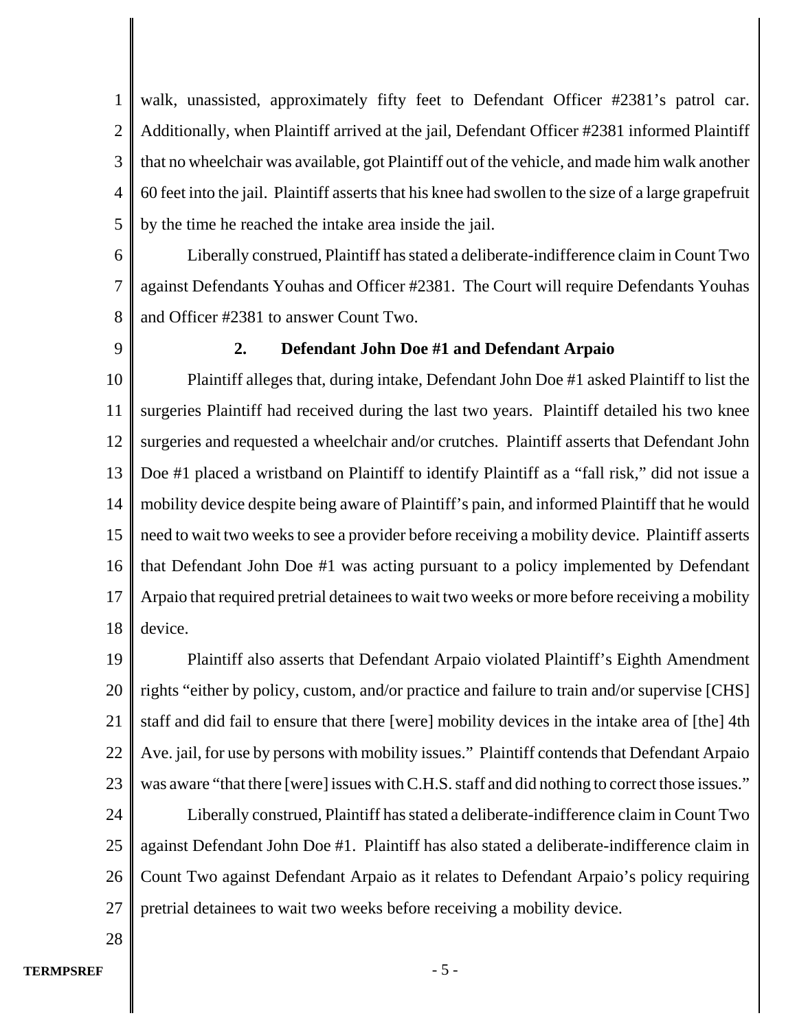walk, unassisted, approximately fifty feet to Defendant Officer #2381's patrol car. Additionally, when Plaintiff arrived at the jail, Defendant Officer #2381 informed Plaintiff that no wheelchair was available, got Plaintiff out of the vehicle, and made him walk another 60 feet into the jail. Plaintiff asserts that his knee had swollen to the size of a large grapefruit by the time he reached the intake area inside the jail.

Liberally construed, Plaintiff has stated a deliberate-indifference claim in Count Two against Defendants Youhas and Officer #2381. The Court will require Defendants Youhas and Officer #2381 to answer Count Two.

### 2. Defendant John Doe #1 and Defendant Arpaio

Plaintiff alleges that, during intake, Defendant John Doe #1 asked Plaintiff to list the surgeries Plaintiff had received during the last two years. Plaintiff detailed his two knee surgeries and requested a wheelchair and/or crutches. Plaintiff asserts that Defendant John Doe #1 placed a wristband on Plaintiff to identify Plaintiff as a "fall risk," did not issue a mobility device despite being aware of Plaintiff's pain, and informed Plaintiff that he would need to wait two weeks to see a provider before receiving a mobility device. Plaintiff asserts that Defendant John Doe #1 was acting pursuant to a policy implemented by Defendant Arpaio that required pretrial detainees to wait two weeks or more before receiving a mobility device.

Plaintiff also asserts that Defendant Arpaio violated Plaintiff's Eighth Amendment rights "either by policy, custom, and/or practice and failure to train and/or supervise [CHS] staff and did fail to ensure that there [were] mobility devices in the intake area of [the] 4th Ave. jail, for use by persons with mobility issues." Plaintiff contends that Defendant Arpaio was aware "that there [were] issues with C.H.S. staff and did nothing to correct those issues."

Liberally construed, Plaintiff has stated a deliberate-indifference claim in Count Two against Defendant John Doe #1. Plaintiff has also stated a deliberate-indifference claim in Count Two against Defendant Arpaio as it relates to Defendant Arpaio's policy requiring pretrial detainees to wait two weeks before receiving a mobility device.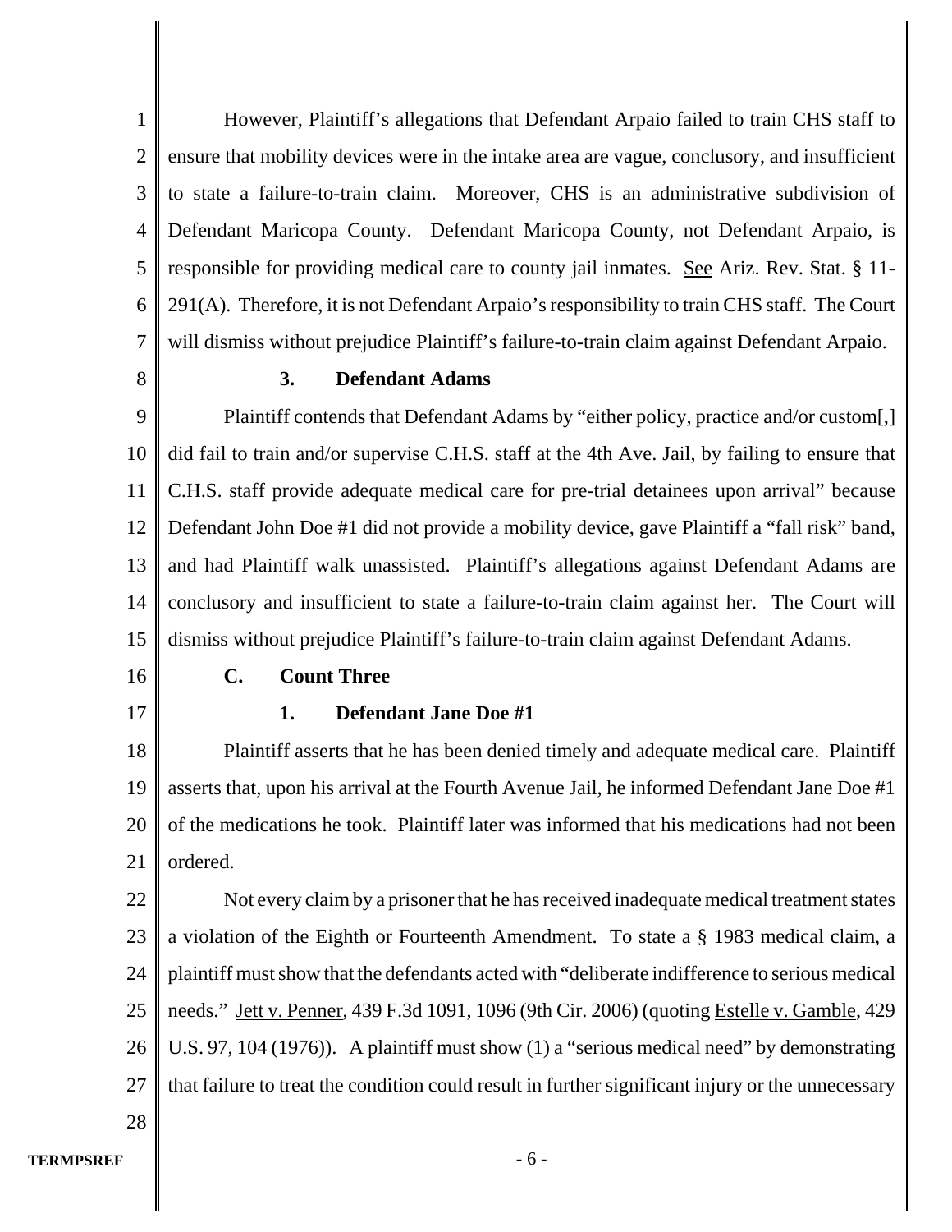However, Plaintiff's allegations that Defendant Arpaio failed to train CHS staff to ensure that mobility devices were in the intake area are vague, conclusory, and insufficient to state a failure-to-train claim. Moreover, CHS is an administrative subdivision of Defendant Maricopa County. Defendant Maricopa County, not Defendant Arpaio, is responsible for providing medical care to county jail inmates. See Ariz. Rev. Stat. § 11-291(A). Therefore, it is not Defendant Arpaio's responsibility to train CHS staff. The Court will dismiss without prejudice Plaintiff's failure-to-train claim against Defendant Arpaio.

**3. Defendant Adams**

Plaintiff contends that Defendant Adams by "either policy, practice and/or custom[,] did fail to train and/or supervise C.H.S. staff at the 4th Ave. Jail, by failing to ensure that C.H.S. staff provide adequate medical care for pre-trial detainees upon arrival" because Defendant John Doe #1 did not provide a mobility device, gave Plaintiff a "fall risk" band, and had Plaintiff walk unassisted. Plaintiff's allegations against Defendant Adams are conclusory and insufficient to state a failure-to-train claim against her. The Court will dismiss without prejudice Plaintiff's failure-to-train claim against Defendant Adams.

**C. Count Three**

**1. Defendant Jane Doe #1**

Plaintiff asserts that he has been denied timely and adequate medical care. Plaintiff asserts that, upon his arrival at the Fourth Avenue Jail, he informed Defendant Jane Doe #1 of the medications he took. Plaintiff later was informed that his medications had not been ordered.

Not every claim by a prisoner that he has received inadequate medical treatment states a violation of the Eighth or Fourteenth Amendment. To state a § 1983 medical claim, a plaintiff must show that the defendants acted with "deliberate indifference to serious medical needs." Jett v. Penner, 439 F.3d 1091, 1096 (9th Cir. 2006) (quoting Estelle v. Gamble, 429 U.S. 97, 104 (1976)). A plaintiff must show (1) a "serious medical need" by demonstrating that failure to treat the condition could result in further significant injury or the unnecessary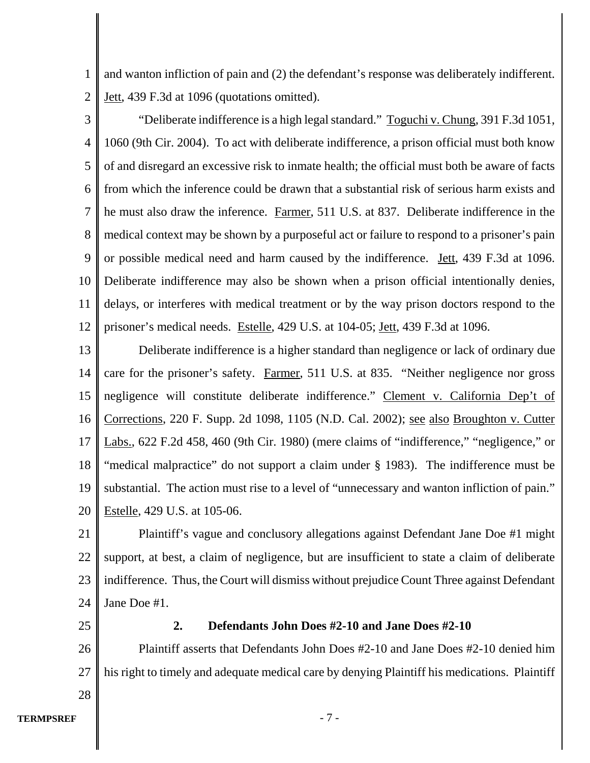and wanton infliction of pain and (2) the defendant's response was deliberately indifferent. Jett, 439 F.3d at 1096 (quotations omitted).

"Deliberate indifference is a high legal standard." Toguchi v. Chung, 391 F.3d 1051, 1060 (9th Cir. 2004). To act with deliberate indifference, a prison official must both know of and disregard an excessive risk to inmate health; the official must both be aware of facts from which the inference could be drawn that a substantial risk of serious harm exists and he must also draw the inference. Farmer, 511 U.S. at 837. Deliberate indifference in the medical context may be shown by a purposeful act or failure to respond to a prisoner's pain or possible medical need and harm caused by the indifference. Jett, 439 F.3d at 1096. Deliberate indifference may also be shown when a prison official intentionally denies, delays, or interferes with medical treatment or by the way prison doctors respond to the prisoner's medical needs. Estelle, 429 U.S. at 104-05; Jett, 439 F.3d at 1096.

Deliberate indifference is a higher standard than negligence or lack of ordinary due care for the prisoner's safety. Farmer, 511 U.S. at 835. "Neither negligence nor gross negligence will constitute deliberate indifference." Clement v. California Dep't of Corrections, 220 F. Supp. 2d 1098, 1105 (N.D. Cal. 2002); see also Broughton v. Cutter Labs., 622 F.2d 458, 460 (9th Cir. 1980) (mere claims of "indifference," "negligence," or "medical malpractice" do not support a claim under § 1983). The indifference must be substantial. The action must rise to a level of "unnecessary and wanton infliction of pain." Estelle, 429 U.S. at 105-06.

Plaintiff's vague and conclusory allegations against Defendant Jane Doe #1 might support, at best, a claim of negligence, but are insufficient to state a claim of deliberate indifference. Thus, the Court will dismiss without prejudice Count Three against Defendant Jane Doe #1.

### 2. Defendants John Does #2-10 and Jane Does #2-10

Plaintiff asserts that Defendants John Does #2-10 and Jane Does #2-10 denied him his right to timely and adequate medical care by denying Plaintiff his medications. Plaintiff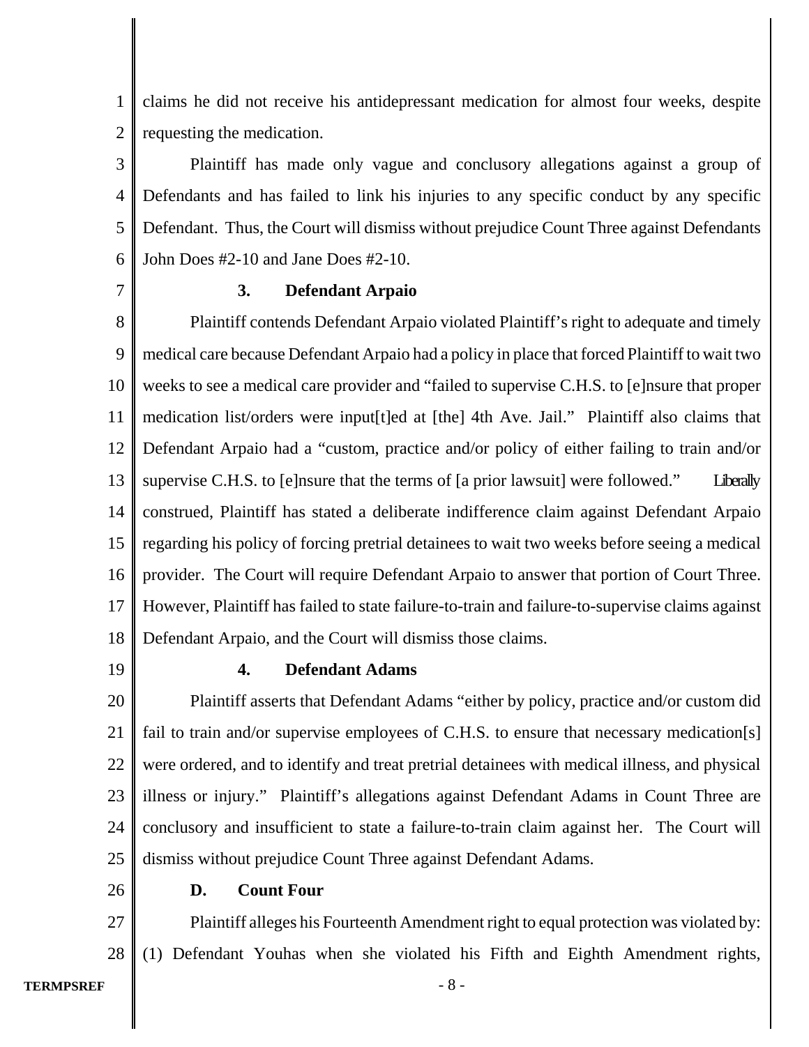claims he did not receive his antidepressant medication for almost four weeks, despite requesting the medication.

Plaintiff has made only vague and conclusory allegations against a group of Defendants and has failed to link his injuries to any specific conduct by any specific Defendant. Thus, the Court will dismiss without prejudice Count Three against Defendants John Does #2-10 and Jane Does #2-10.

### 3. Defendant Arpaio

Plaintiff contends Defendant Arpaio violated Plaintiff's right to adequate and timely medical care because Defendant Arpaio had a policy in place that forced Plaintiff to wait two weeks to see a medical care provider and "failed to supervise C.H.S. to [e]nsure that proper medication list/orders were input[t]ed at [the] 4th Ave. Jail." Plaintiff also claims that Defendant Arpaio had a "custom, practice and/or policy of either failing to train and/or supervise C.H.S. to [e]nsure that the terms of [a prior lawsuit] were followed." Liberally construed, Plaintiff has stated a deliberate indifference claim against Defendant Arpaio regarding his policy of forcing pretrial detainees to wait two weeks before seeing a medical provider. The Court will require Defendant Arpaio to answer that portion of Court Three. However, Plaintiff has failed to state failure-to-train and failure-to-supervise claims against Defendant Arpaio, and the Court will dismiss those claims.

### 4. Defendant Adams

Plaintiff asserts that Defendant Adams "either by policy, practice and/or custom did fail to train and/or supervise employees of C.H.S. to ensure that necessary medication[s] were ordered, and to identify and treat pretrial detainees with medical illness, and physical illness or injury." Plaintiff's allegations against Defendant Adams in Count Three are conclusory and insufficient to state a failure-to-train claim against her. The Court will dismiss without prejudice Count Three against Defendant Adams.

## D. Count Four

Plaintiff alleges his Fourteenth Amendment right to equal protection was violated by: (1) Defendant Youhas when she violated his Fifth and Eighth Amendment rights,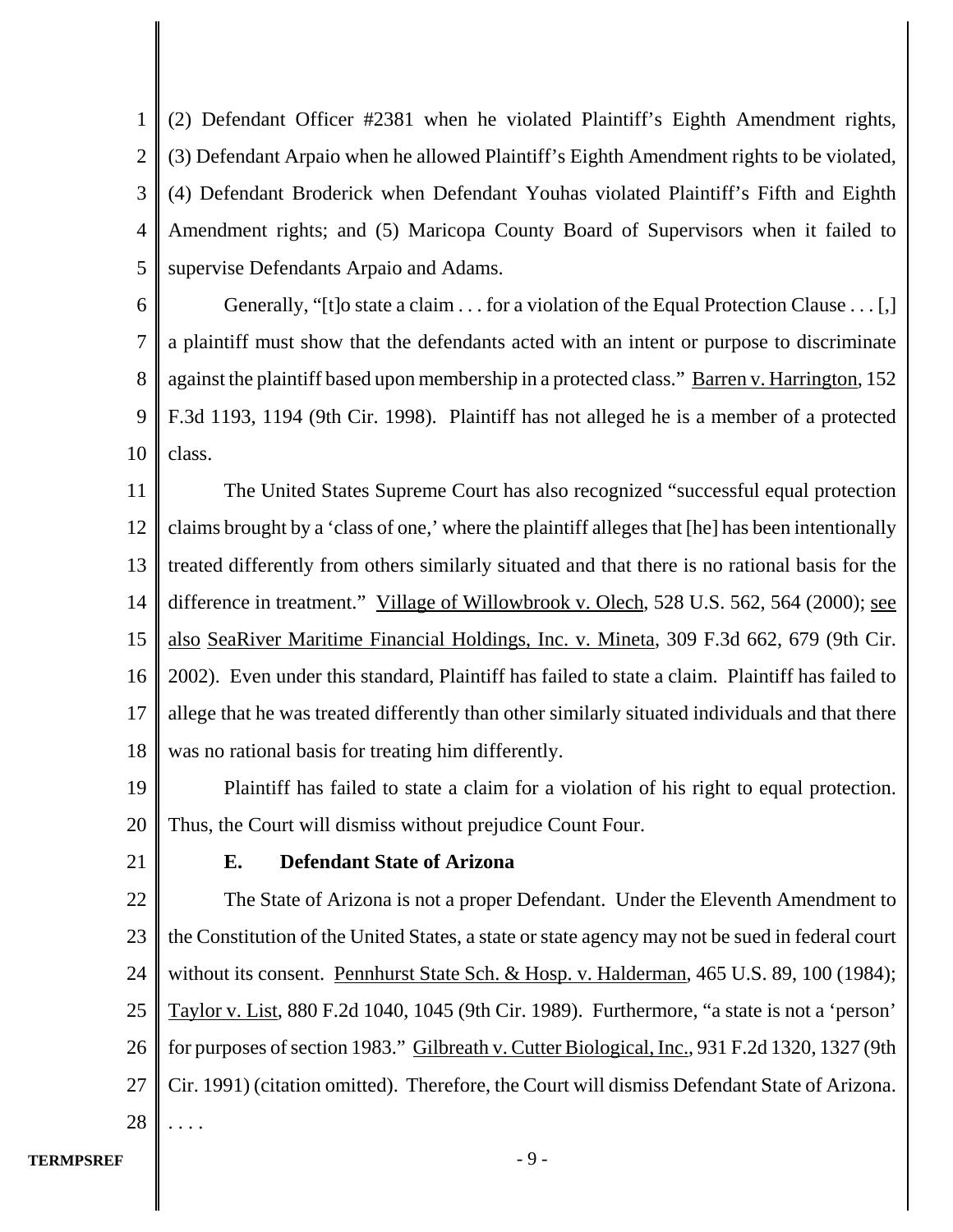(2) Defendant Officer #2381 when he violated Plaintiff's Eighth Amendment rights, (3) Defendant Arpaio when he allowed Plaintiff's Eighth Amendment rights to be violated, (4) Defendant Broderick when Defendant Youhas violated Plaintiff's Fifth and Eighth Amendment rights; and (5) Maricopa County Board of Supervisors when it failed to supervise Defendants Arpaio and Adams.

Generally, "[t]o state a claim . . . for a violation of the Equal Protection Clause . . . [,] a plaintiff must show that the defendants acted with an intent or purpose to discriminate against the plaintiff based upon membership in a protected class." Barren v. Harrington, 152 F.3d 1193, 1194 (9th Cir. 1998). Plaintiff has not alleged he is a member of a protected class.

The United States Supreme Court has also recognized "successful equal protection claims brought by a 'class of one,' where the plaintiff alleges that [he] has been intentionally treated differently from others similarly situated and that there is no rational basis for the difference in treatment." Village of Willowbrook v. Olech, 528 U.S. 562, 564 (2000); see also SeaRiver Maritime Financial Holdings, Inc. v. Mineta, 309 F.3d 662, 679 (9th Cir. 2002). Even under this standard, Plaintiff has failed to state a claim. Plaintiff has failed to allege that he was treated differently than other similarly situated individuals and that there was no rational basis for treating him differently.

Plaintiff has failed to state a claim for a violation of his right to equal protection. Thus, the Court will dismiss without prejudice Count Four.

**E. Defendant State of Arizona**

The State of Arizona is not a proper Defendant. Under the Eleventh Amendment to the Constitution of the United States, a state or state agency may not be sued in federal court without its consent. Pennhurst State Sch. & Hosp. v. Halderman, 465 U.S. 89, 100 (1984); Taylor v. List, 880 F.2d 1040, 1045 (9th Cir. 1989). Furthermore, "a state is not a 'person' for purposes of section 1983." Gilbreath v. Cutter Biological, Inc., 931 F.2d 1320, 1327 (9th Cir. 1991) (citation omitted). Therefore, the Court will dismiss Defendant State of Arizona.

. . . .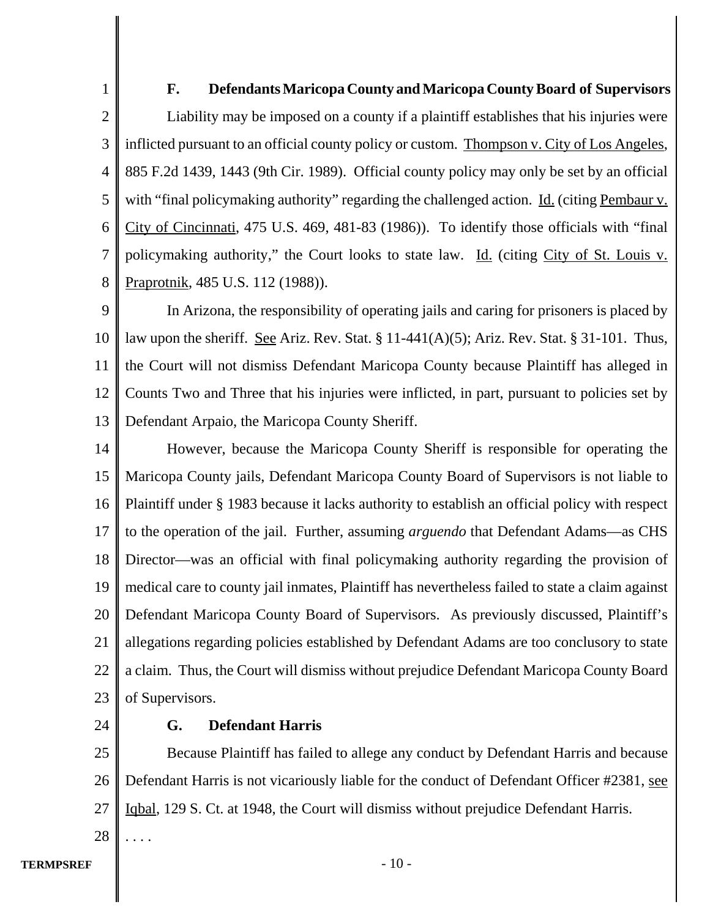**F. Defendants Maricopa County and Maricopa County Board of Supervisors**

Liability may be imposed on a county if a plaintiff establishes that his injuries were inflicted pursuant to an official county policy or custom. Thompson v. City of Los Angeles, 885 F.2d 1439, 1443 (9th Cir. 1989). Official county policy may only be set by an official with "final policymaking authority" regarding the challenged action. Id. (citing Pembaur v. City of Cincinnati, 475 U.S. 469, 481-83 (1986)). To identify those officials with "final policymaking authority," the Court looks to state law. Id. (citing City of St. Louis v. Praprotnik, 485 U.S. 112 (1988)).

In Arizona, the responsibility of operating jails and caring for prisoners is placed by law upon the sheriff. See Ariz. Rev. Stat. § 11-441(A)(5); Ariz. Rev. Stat. § 31-101. Thus, the Court will not dismiss Defendant Maricopa County because Plaintiff has alleged in Counts Two and Three that his injuries were inflicted, in part, pursuant to policies set by Defendant Arpaio, the Maricopa County Sheriff.

However, because the Maricopa County Sheriff is responsible for operating the Maricopa County jails, Defendant Maricopa County Board of Supervisors is not liable to Plaintiff under § 1983 because it lacks authority to establish an official policy with respect to the operation of the jail. Further, assuming *arguendo* that Defendant Adams—as CHS Director—was an official with final policymaking authority regarding the provision of medical care to county jail inmates, Plaintiff has nevertheless failed to state a claim against Defendant Maricopa County Board of Supervisors. As previously discussed, Plaintiff's allegations regarding policies established by Defendant Adams are too conclusory to state a claim. Thus, the Court will dismiss without prejudice Defendant Maricopa County Board of Supervisors.

**G. Defendant Harris**

Because Plaintiff has failed to allege any conduct by Defendant Harris and because Defendant Harris is not vicariously liable for the conduct of Defendant Officer #2381, see Iqbal, 129 S. Ct. at 1948, the Court will dismiss without prejudice Defendant Harris.

. . . .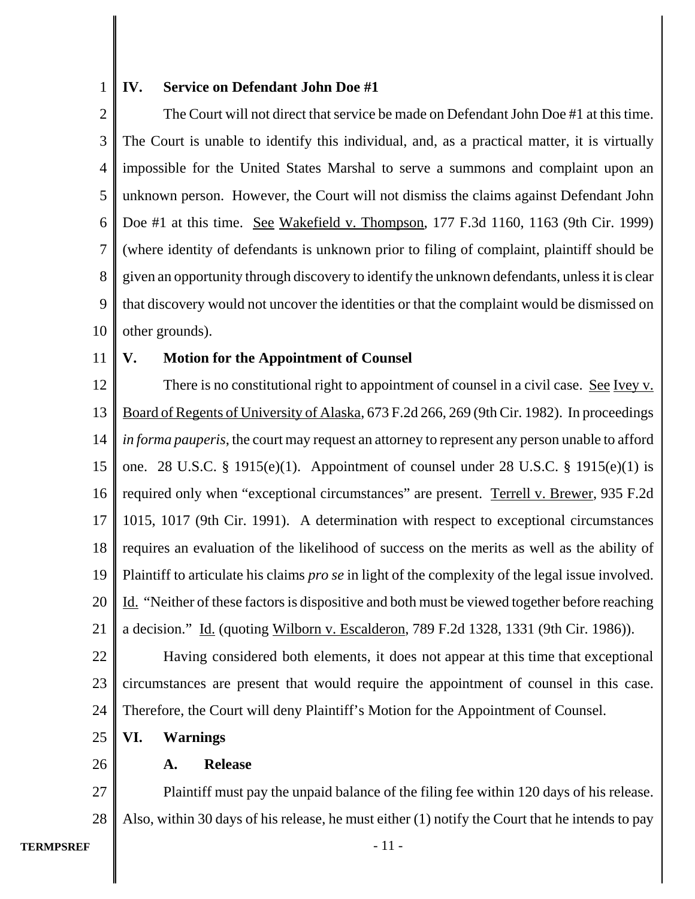## IV. Service on Defendant John Doe #1

The Court will not direct that service be made on Defendant John Doe #1 at this time. The Court is unable to identify this individual, and, as a practical matter, it is virtually impossible for the United States Marshal to serve a summons and complaint upon an unknown person. However, the Court will not dismiss the claims against Defendant John Doe #1 at this time. See Wakefield v. Thompson, 177 F.3d 1160, 1163 (9th Cir. 1999) (where identity of defendants is unknown prior to filing of complaint, plaintiff should be given an opportunity through discovery to identify the unknown defendants, unless it is clear that discovery would not uncover the identities or that the complaint would be dismissed on other grounds).

## V. Motion for the Appointment of Counsel

There is no constitutional right to appointment of counsel in a civil case. See Ivey v. Board of Regents of University of Alaska, 673 F.2d 266, 269 (9th Cir. 1982). In proceedings *in forma pauperis*, the court may request an attorney to represent any person unable to afford one. 28 U.S.C. § 1915(e)(1). Appointment of counsel under 28 U.S.C. § 1915(e)(1) is required only when "exceptional circumstances" are present. Terrell v. Brewer, 935 F.2d 1015, 1017 (9th Cir. 1991). A determination with respect to exceptional circumstances requires an evaluation of the likelihood of success on the merits as well as the ability of Plaintiff to articulate his claims *pro se* in light of the complexity of the legal issue involved. Id. "Neither of these factors is dispositive and both must be viewed together before reaching a decision." Id. (quoting Wilborn v. Escalderon, 789 F.2d 1328, 1331 (9th Cir. 1986)).

Having considered both elements, it does not appear at this time that exceptional circumstances are present that would require the appointment of counsel in this case. Therefore, the Court will deny Plaintiff's Motion for the Appointment of Counsel.

## VI. Warnings

### A. Release

Plaintiff must pay the unpaid balance of the filing fee within 120 days of his release. Also, within 30 days of his release, he must either (1) notify the Court that he intends to pay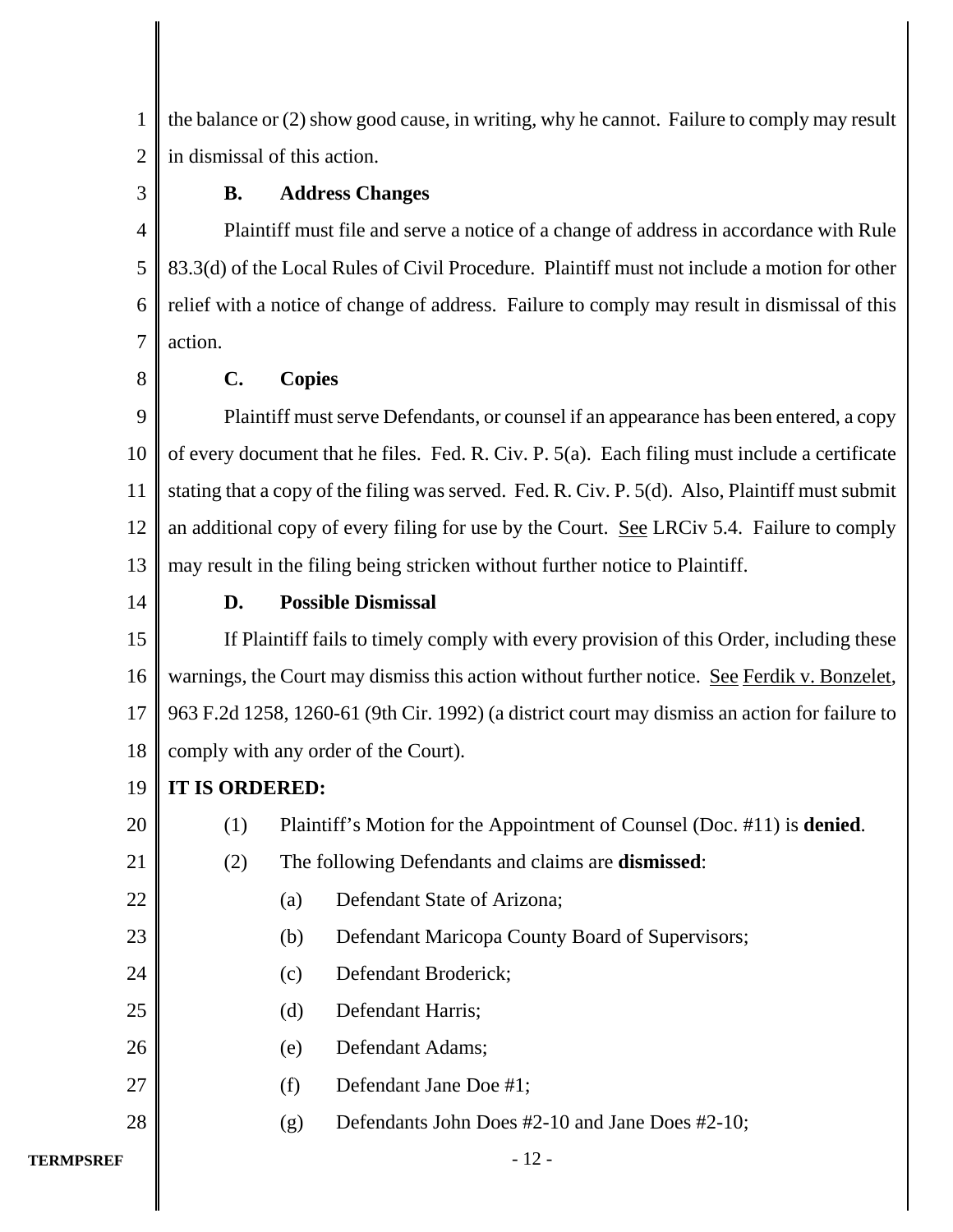the balance or (2) show good cause, in writing, why he cannot. Failure to comply may result in dismissal of this action.

**B. Address Changes**

Plaintiff must file and serve a notice of a change of address in accordance with Rule 83.3(d) of the Local Rules of Civil Procedure. Plaintiff must not include a motion for other relief with a notice of change of address. Failure to comply may result in dismissal of this action.

**C. Copies**

Plaintiff must serve Defendants, or counsel if an appearance has been entered, a copy of every document that he files. Fed. R. Civ. P. 5(a). Each filing must include a certificate stating that a copy of the filing was served. Fed. R. Civ. P. 5(d). Also, Plaintiff must submit an additional copy of every filing for use by the Court. See LRCiv 5.4. Failure to comply may result in the filing being stricken without further notice to Plaintiff.

**D. Possible Dismissal**

If Plaintiff fails to timely comply with every provision of this Order, including these warnings, the Court may dismiss this action without further notice. See Ferdik v. Bonzelet, 963 F.2d 1258, 1260-61 (9th Cir. 1992) (a district court may dismiss an action for failure to comply with any order of the Court).

**IT IS ORDERED:**

(1) Plaintiff's Motion for the Appointment of Counsel (Doc. #11) is **denied**.

(2) The following Defendants and claims are **dismissed**:

(a) Defendant State of Arizona;

(b) Defendant Maricopa County Board of Supervisors;

(c) Defendant Broderick;

(d) Defendant Harris;

(e) Defendant Adams;

(f) Defendant Jane Doe #1;

(g) Defendants John Does #2-10 and Jane Does #2-10;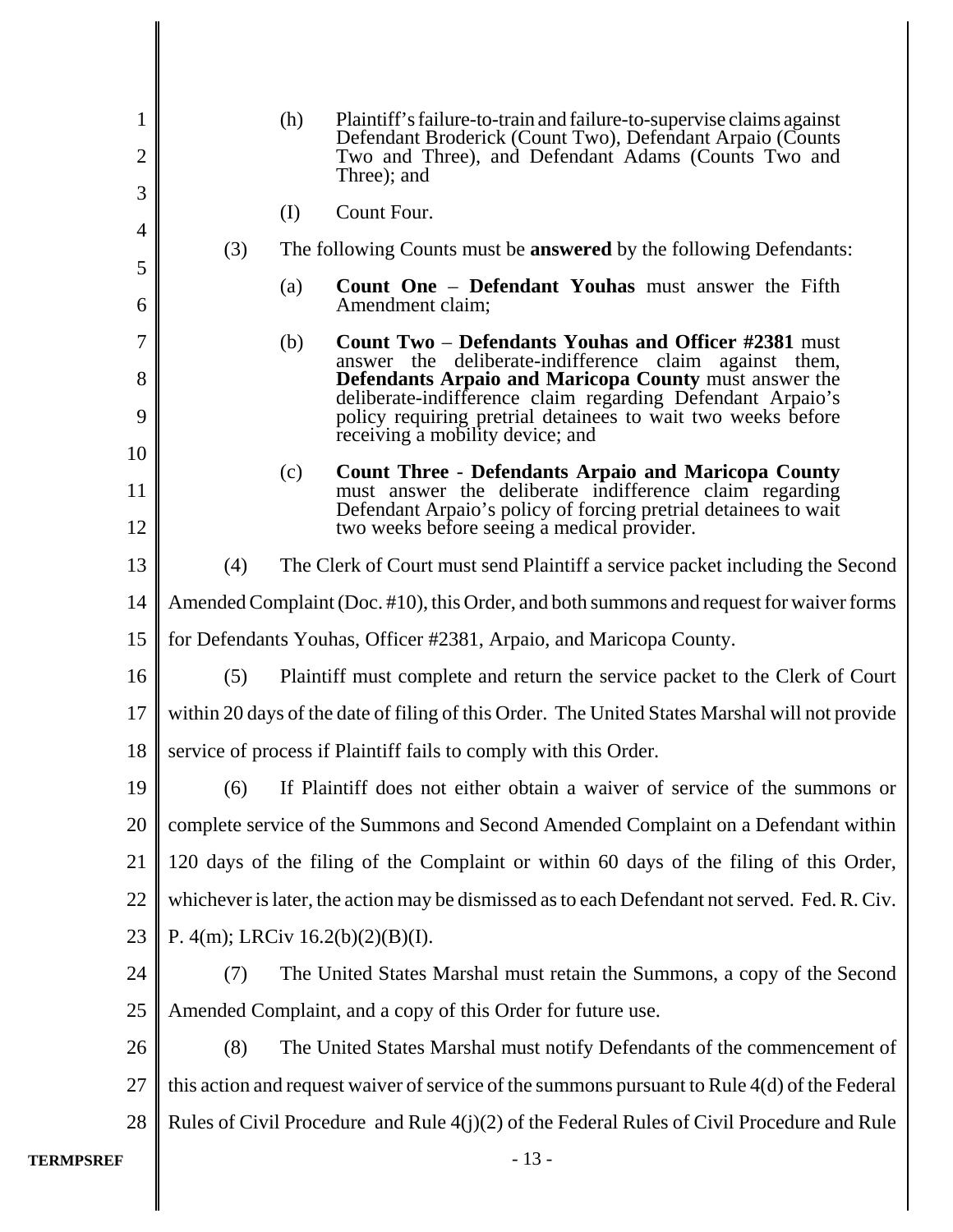(h) Plaintiff's failure-to-train and failure-to-supervise claims against Defendant Broderick (Count Two), Defendant Arpaio (Counts Two and Three), and Defendant Adams (Counts Two and Three); and

(I) Count Four.

(3) The following Counts must be **answered** by the following Defendants:

(a) **Count One** – **Defendant Youhas** must answer the Fifth Amendment claim;

(b) **Count Two** – **Defendants Youhas and Officer #2381** must answer the deliberate-indifference claim against them, **Defendants Arpaio and Maricopa County** must answer the deliberate-indifference claim regarding Defendant Arpaio's policy requiring pretrial detainees to wait two weeks before receiving a mobility device; and

(c) **Count Three** - **Defendants Arpaio and Maricopa County** must answer the deliberate indifference claim regarding Defendant Arpaio's policy of forcing pretrial detainees to wait two weeks before seeing a medical provider.

(4) The Clerk of Court must send Plaintiff a service packet including the Second Amended Complaint (Doc. #10), this Order, and both summons and request for waiver forms for Defendants Youhas, Officer #2381, Arpaio, and Maricopa County.

(5) Plaintiff must complete and return the service packet to the Clerk of Court within 20 days of the date of filing of this Order. The United States Marshal will not provide service of process if Plaintiff fails to comply with this Order.

(6) If Plaintiff does not either obtain a waiver of service of the summons or complete service of the Summons and Second Amended Complaint on a Defendant within 120 days of the filing of the Complaint or within 60 days of the filing of this Order, whichever is later, the action may be dismissed as to each Defendant not served. Fed. R. Civ. P. 4(m); LRCiv 16.2(b)(2)(B)(I).

(7) The United States Marshal must retain the Summons, a copy of the Second Amended Complaint, and a copy of this Order for future use.

(8) The United States Marshal must notify Defendants of the commencement of this action and request waiver of service of the summons pursuant to Rule 4(d) of the Federal Rules of Civil Procedure and Rule 4(j)(2) of the Federal Rules of Civil Procedure and Rule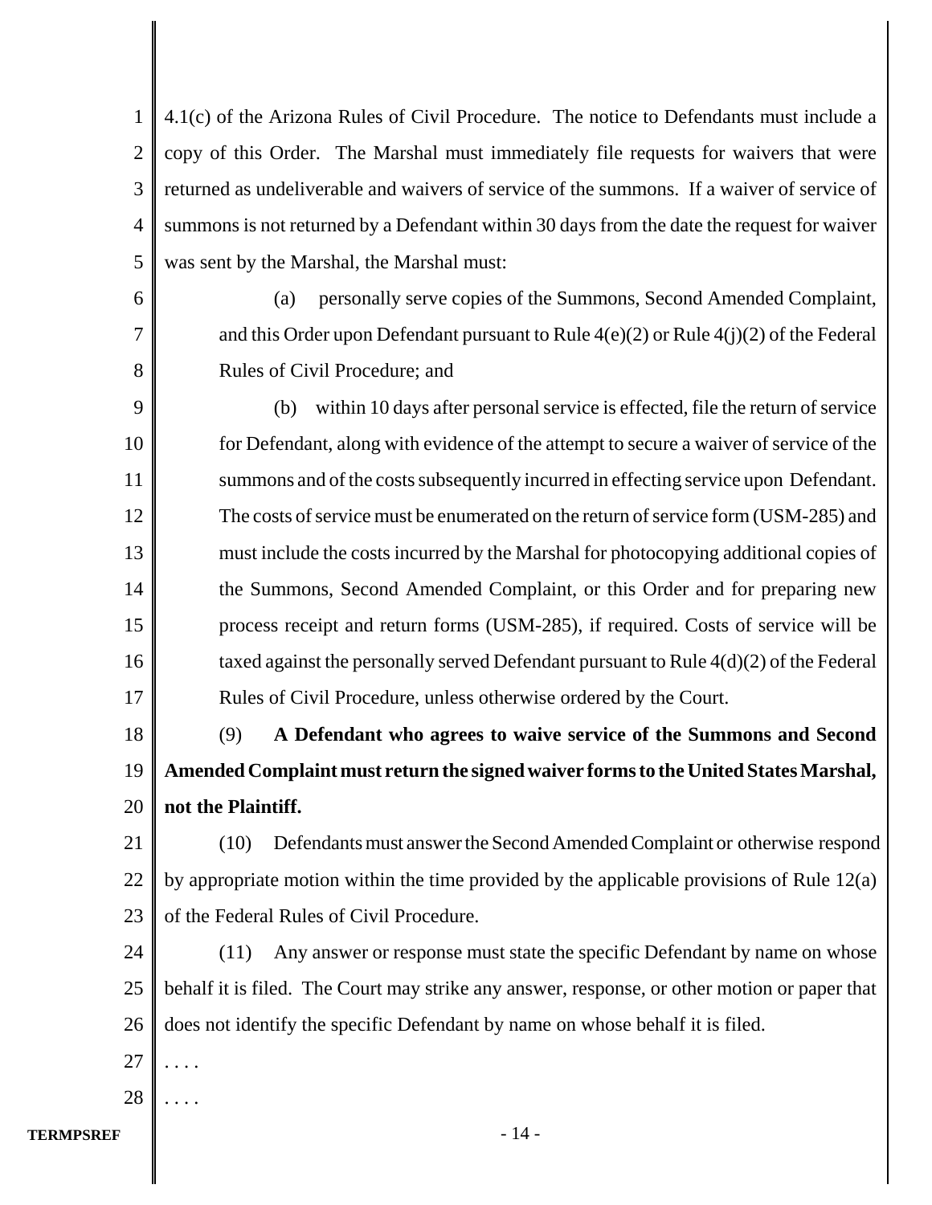4.1(c) of the Arizona Rules of Civil Procedure. The notice to Defendants must include a copy of this Order. The Marshal must immediately file requests for waivers that were returned as undeliverable and waivers of service of the summons. If a waiver of service of summons is not returned by a Defendant within 30 days from the date the request for waiver was sent by the Marshal, the Marshal must:

(a) personally serve copies of the Summons, Second Amended Complaint, and this Order upon Defendant pursuant to Rule 4(e)(2) or Rule 4(j)(2) of the Federal Rules of Civil Procedure; and

(b) within 10 days after personal service is effected, file the return of service for Defendant, along with evidence of the attempt to secure a waiver of service of the summons and of the costs subsequently incurred in effecting service upon Defendant. The costs of service must be enumerated on the return of service form (USM-285) and must include the costs incurred by the Marshal for photocopying additional copies of the Summons, Second Amended Complaint, or this Order and for preparing new process receipt and return forms (USM-285), if required. Costs of service will be taxed against the personally served Defendant pursuant to Rule 4(d)(2) of the Federal Rules of Civil Procedure, unless otherwise ordered by the Court.

(9) **A Defendant who agrees to waive service of the Summons and Second Amended Complaint must return the signed waiver forms to the United States Marshal, not the Plaintiff.**

(10) Defendants must answer the Second Amended Complaint or otherwise respond by appropriate motion within the time provided by the applicable provisions of Rule 12(a) of the Federal Rules of Civil Procedure.

(11) Any answer or response must state the specific Defendant by name on whose behalf it is filed. The Court may strike any answer, response, or other motion or paper that does not identify the specific Defendant by name on whose behalf it is filed.

. . . .

. . . .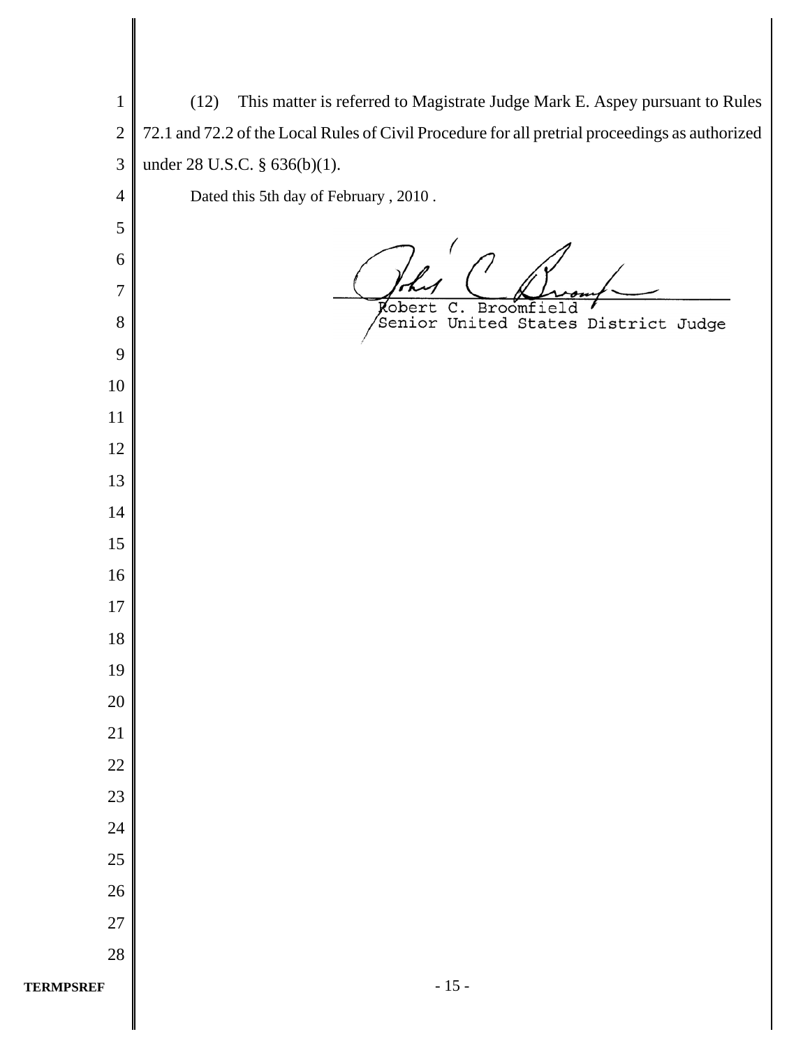(12) This matter is referred to Magistrate Judge Mark E. Aspey pursuant to Rules 72.1 and 72.2 of the Local Rules of Civil Procedure for all pretrial proceedings as authorized under 28 U.S.C. § 636(b)(1).

Dated this 5th day of February , 2010 .

Robert C. Broomfield
Senior United States District Judge